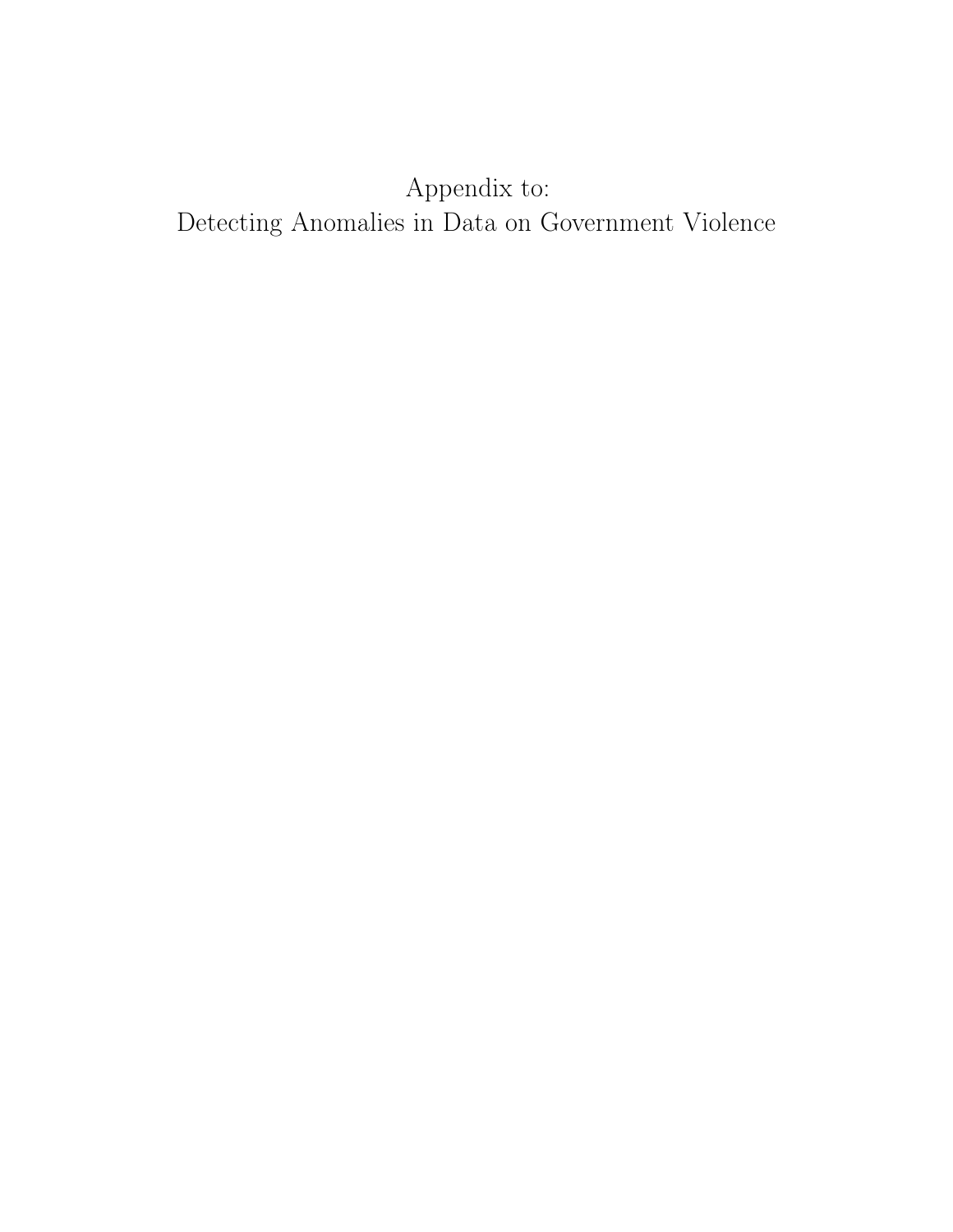# Appendix to:
# Detecting Anomalies in Data on Government Violence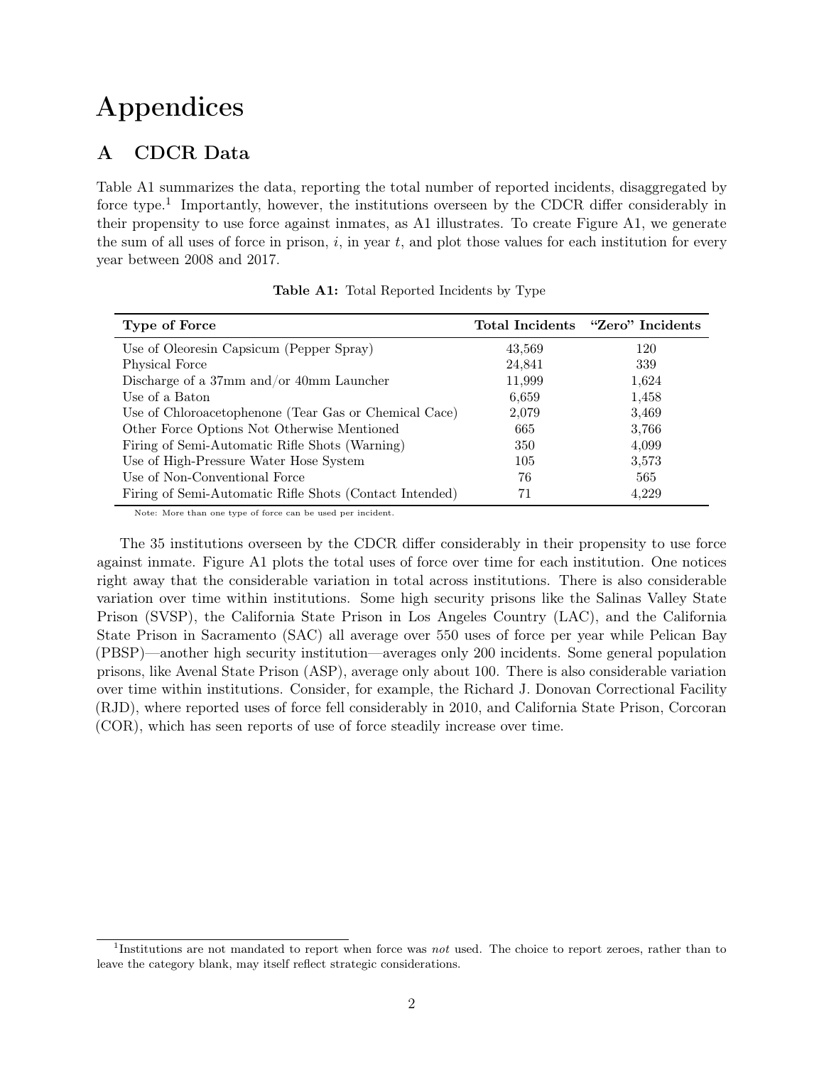# Appendices

## A CDCR Data

Table A1 summarizes the data, reporting the total number of reported incidents, disaggregated by force type.[1] Importantly, however, the institutions overseen by the CDCR differ considerably in their propensity to use force against inmates, as A1 illustrates. To create Figure A1, we generate the sum of all uses of force in prison, $i$, in year $t$, and plot those values for each institution for every year between 2008 and 2017.

**Table A1:** Total Reported Incidents by Type

| Type of Force | Total Incidents | "Zero" Incidents |
|---|---|---|
| Use of Oleoresin Capsicum (Pepper Spray) | 43,569 | 120 |
| Physical Force | 24,841 | 339 |
| Discharge of a 37mm and/or 40mm Launcher | 11,999 | 1,624 |
| Use of a Baton | 6,659 | 1,458 |
| Use of Chloroacetophenone (Tear Gas or Chemical Cace) | 2,079 | 3,469 |
| Other Force Options Not Otherwise Mentioned | 665 | 3,766 |
| Firing of Semi-Automatic Rifle Shots (Warning) | 350 | 4,099 |
| Use of High-Pressure Water Hose System | 105 | 3,573 |
| Use of Non-Conventional Force | 76 | 565 |
| Firing of Semi-Automatic Rifle Shots (Contact Intended) | 71 | 4,229 |

Note: More than one type of force can be used per incident.

The 35 institutions overseen by the CDCR differ considerably in their propensity to use force against inmate. Figure A1 plots the total uses of force over time for each institution. One notices right away that the considerable variation in total across institutions. There is also considerable variation over time within institutions. Some high security prisons like the Salinas Valley State Prison (SVSP), the California State Prison in Los Angeles Country (LAC), and the California State Prison in Sacramento (SAC) all average over 550 uses of force per year while Pelican Bay (PBSP)—another high security institution—averages only 200 incidents. Some general population prisons, like Avenal State Prison (ASP), average only about 100. There is also considerable variation over time within institutions. Consider, for example, the Richard J. Donovan Correctional Facility (RJD), where reported uses of force fell considerably in 2010, and California State Prison, Corcoran (COR), which has seen reports of use of force steadily increase over time.

[1] Institutions are not mandated to report when force was *not* used. The choice to report zeroes, rather than to leave the category blank, may itself reflect strategic considerations.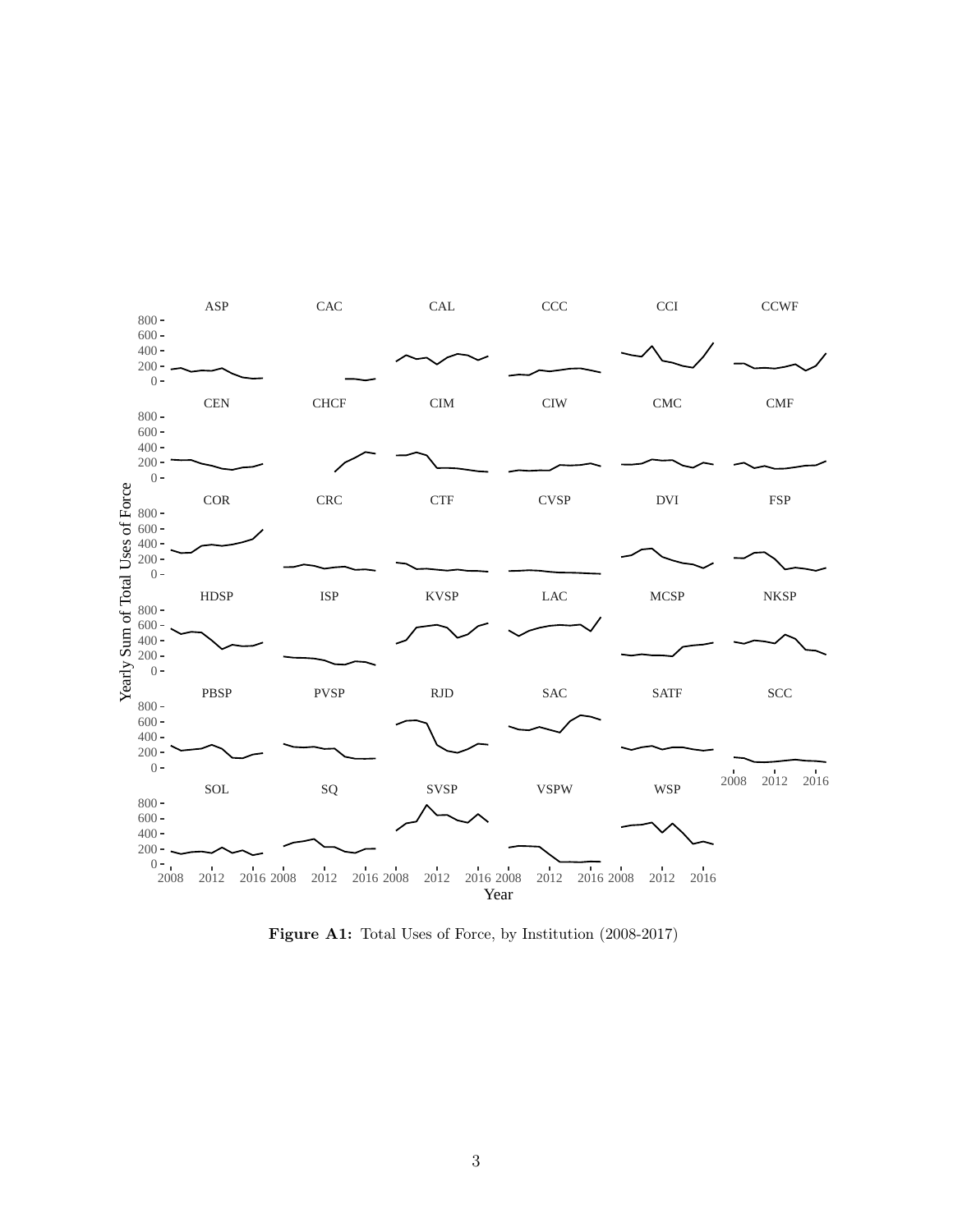**Figure A1:** Total Uses of Force, by Institution (2008-2017)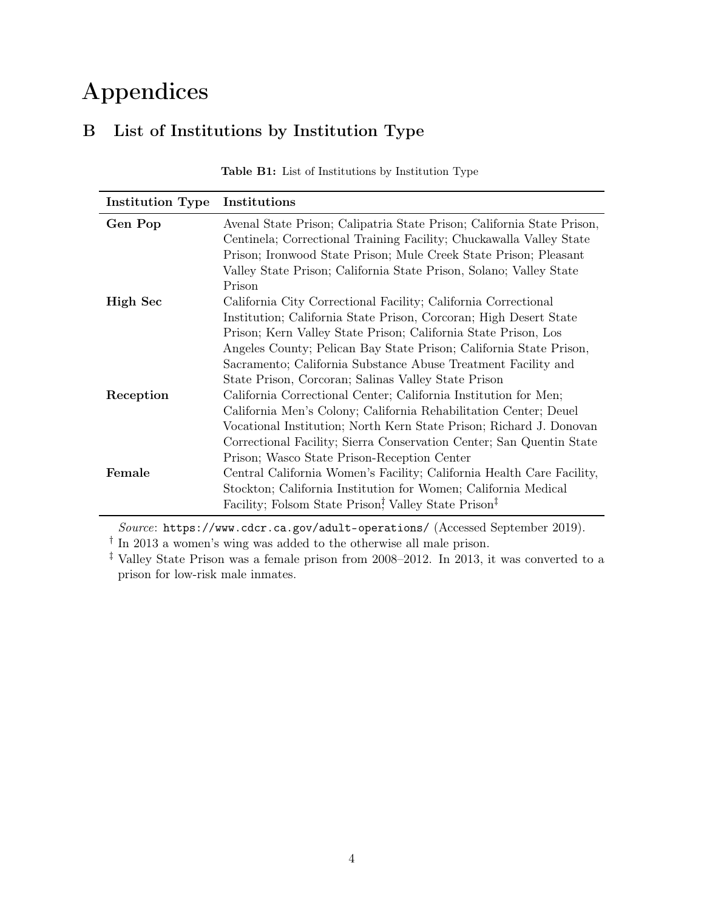# Appendices

## B List of Institutions by Institution Type

**Table B1:** List of Institutions by Institution Type

| Institution Type | Institutions |
|---|---|
| **Gen Pop** | Avenal State Prison; Calipatria State Prison; California State Prison, Centinela; Correctional Training Facility; Chuckawalla Valley State Prison; Ironwood State Prison; Mule Creek State Prison; Pleasant Valley State Prison; California State Prison, Solano; Valley State Prison |
| **High Sec** | California City Correctional Facility; California Correctional Institution; California State Prison, Corcoran; High Desert State Prison; Kern Valley State Prison; California State Prison, Los Angeles County; Pelican Bay State Prison; California State Prison, Sacramento; California Substance Abuse Treatment Facility and State Prison, Corcoran; Salinas Valley State Prison |
| **Reception** | California Correctional Center; California Institution for Men; California Men's Colony; California Rehabilitation Center; Deuel Vocational Institution; North Kern State Prison; Richard J. Donovan Correctional Facility; Sierra Conservation Center; San Quentin State Prison; Wasco State Prison-Reception Center |
| **Female** | Central California Women's Facility; California Health Care Facility, Stockton; California Institution for Women; California Medical Facility; Folsom State Prison†; Valley State Prison‡ |

*Source*: `https://www.cdcr.ca.gov/adult-operations/` (Accessed September 2019).

† In 2013 a women's wing was added to the otherwise all male prison.

‡ Valley State Prison was a female prison from 2008–2012. In 2013, it was converted to a prison for low-risk male inmates.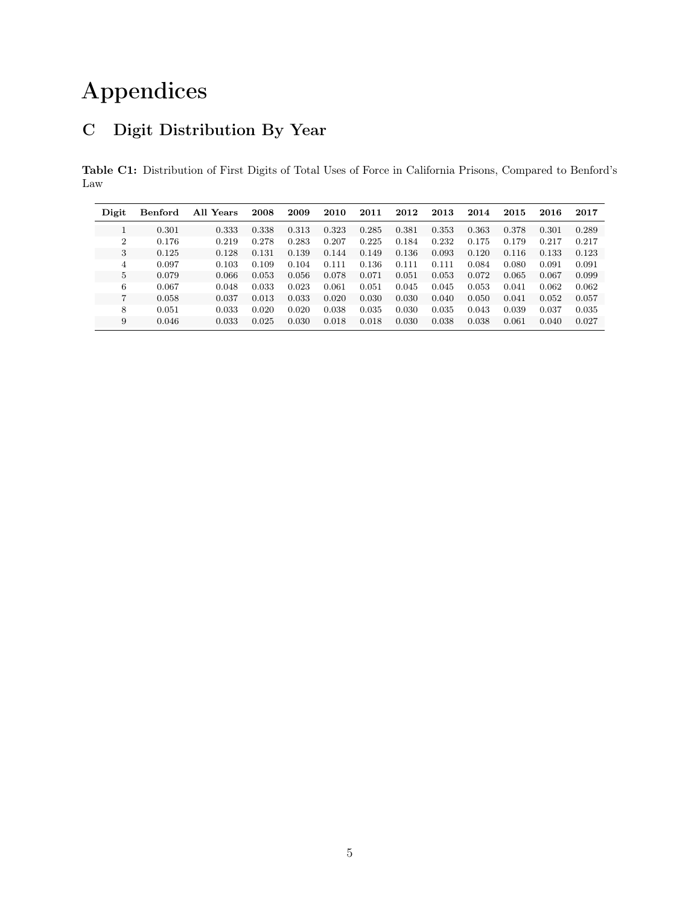# Appendices

## C Digit Distribution By Year

**Table C1:** Distribution of First Digits of Total Uses of Force in California Prisons, Compared to Benford's Law

| Digit | Benford | All Years | 2008 | 2009 | 2010 | 2011 | 2012 | 2013 | 2014 | 2015 | 2016 | 2017 |
|---|---|---|---|---|---|---|---|---|---|---|---|---|
| 1 | 0.301 | 0.333 | 0.338 | 0.313 | 0.323 | 0.285 | 0.381 | 0.353 | 0.363 | 0.378 | 0.301 | 0.289 |
| 2 | 0.176 | 0.219 | 0.278 | 0.283 | 0.207 | 0.225 | 0.184 | 0.232 | 0.175 | 0.179 | 0.217 | 0.217 |
| 3 | 0.125 | 0.128 | 0.131 | 0.139 | 0.144 | 0.149 | 0.136 | 0.093 | 0.120 | 0.116 | 0.133 | 0.123 |
| 4 | 0.097 | 0.103 | 0.109 | 0.104 | 0.111 | 0.136 | 0.111 | 0.111 | 0.084 | 0.080 | 0.091 | 0.091 |
| 5 | 0.079 | 0.066 | 0.053 | 0.056 | 0.078 | 0.071 | 0.051 | 0.053 | 0.072 | 0.065 | 0.067 | 0.099 |
| 6 | 0.067 | 0.048 | 0.033 | 0.023 | 0.061 | 0.051 | 0.045 | 0.045 | 0.053 | 0.041 | 0.062 | 0.062 |
| 7 | 0.058 | 0.037 | 0.013 | 0.033 | 0.020 | 0.030 | 0.030 | 0.040 | 0.050 | 0.041 | 0.052 | 0.057 |
| 8 | 0.051 | 0.033 | 0.020 | 0.020 | 0.038 | 0.035 | 0.030 | 0.035 | 0.043 | 0.039 | 0.037 | 0.035 |
| 9 | 0.046 | 0.033 | 0.025 | 0.030 | 0.018 | 0.018 | 0.030 | 0.038 | 0.038 | 0.061 | 0.040 | 0.027 |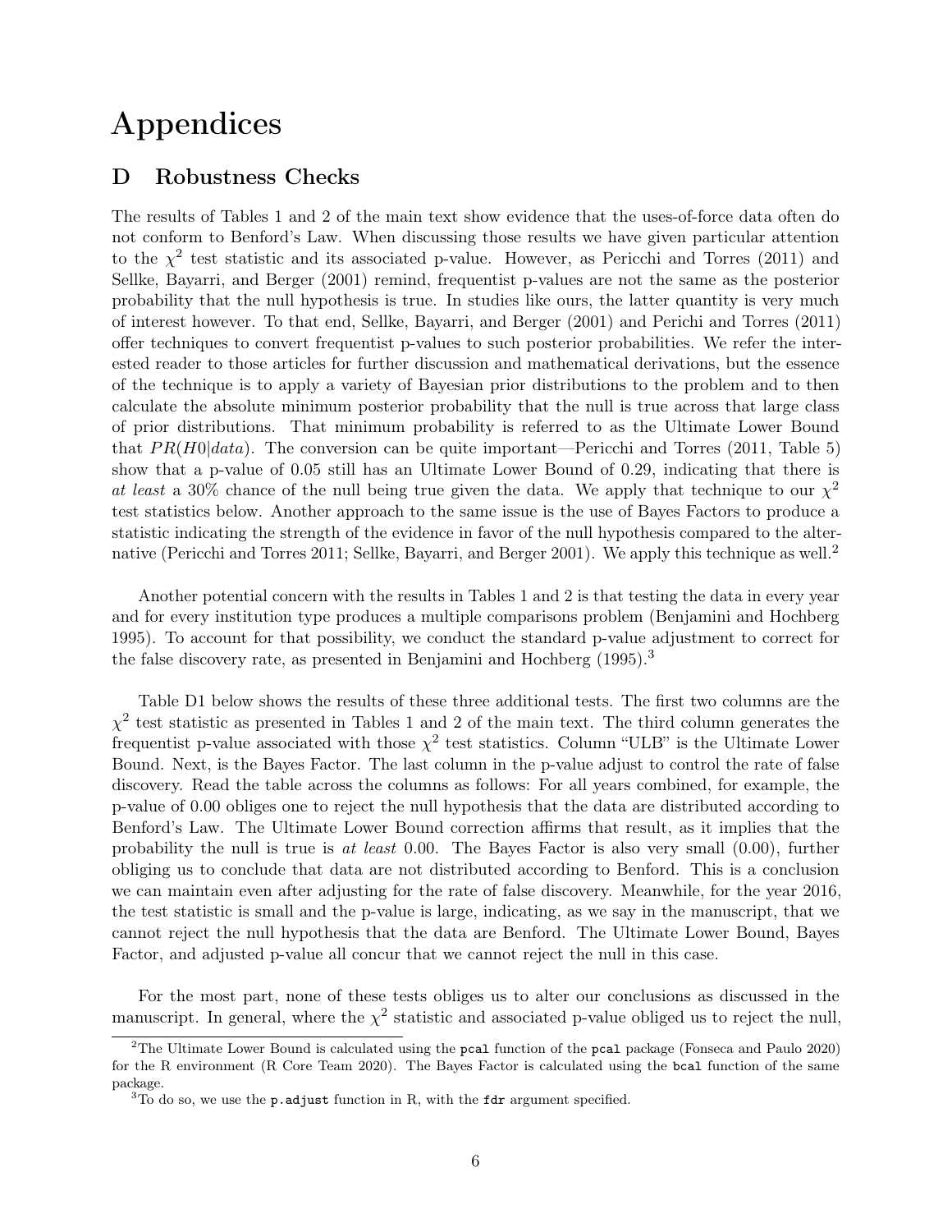# Appendices

## D Robustness Checks

The results of Tables 1 and 2 of the main text show evidence that the uses-of-force data often do not conform to Benford's Law. When discussing those results we have given particular attention to the $\chi^2$ test statistic and its associated p-value. However, as Pericchi and Torres (2011) and Sellke, Bayarri, and Berger (2001) remind, frequentist p-values are not the same as the posterior probability that the null hypothesis is true. In studies like ours, the latter quantity is very much of interest however. To that end, Sellke, Bayarri, and Berger (2001) and Perichi and Torres (2011) offer techniques to convert frequentist p-values to such posterior probabilities. We refer the interested reader to those articles for further discussion and mathematical derivations, but the essence of the technique is to apply a variety of Bayesian prior distributions to the problem and to then calculate the absolute minimum posterior probability that the null is true across that large class of prior distributions. That minimum probability is referred to as the Ultimate Lower Bound that $PR(H0|data)$. The conversion can be quite important—Pericchi and Torres (2011, Table 5) show that a p-value of 0.05 still has an Ultimate Lower Bound of 0.29, indicating that there is *at least* a 30% chance of the null being true given the data. We apply that technique to our $\chi^2$ test statistics below. Another approach to the same issue is the use of Bayes Factors to produce a statistic indicating the strength of the evidence in favor of the null hypothesis compared to the alternative (Pericchi and Torres 2011; Sellke, Bayarri, and Berger 2001). We apply this technique as well.[2]

Another potential concern with the results in Tables 1 and 2 is that testing the data in every year and for every institution type produces a multiple comparisons problem (Benjamini and Hochberg 1995). To account for that possibility, we conduct the standard p-value adjustment to correct for the false discovery rate, as presented in Benjamini and Hochberg (1995).[3]

Table D1 below shows the results of these three additional tests. The first two columns are the $\chi^2$ test statistic as presented in Tables 1 and 2 of the main text. The third column generates the frequentist p-value associated with those $\chi^2$ test statistics. Column "ULB" is the Ultimate Lower Bound. Next, is the Bayes Factor. The last column in the p-value adjust to control the rate of false discovery. Read the table across the columns as follows: For all years combined, for example, the p-value of 0.00 obliges one to reject the null hypothesis that the data are distributed according to Benford's Law. The Ultimate Lower Bound correction affirms that result, as it implies that the probability the null is true is *at least* 0.00. The Bayes Factor is also very small (0.00), further obliging us to conclude that data are not distributed according to Benford. This is a conclusion we can maintain even after adjusting for the rate of false discovery. Meanwhile, for the year 2016, the test statistic is small and the p-value is large, indicating, as we say in the manuscript, that we cannot reject the null hypothesis that the data are Benford. The Ultimate Lower Bound, Bayes Factor, and adjusted p-value all concur that we cannot reject the null in this case.

For the most part, none of these tests obliges us to alter our conclusions as discussed in the manuscript. In general, where the $\chi^2$ statistic and associated p-value obliged us to reject the null,

[2] The Ultimate Lower Bound is calculated using the `pcal` function of the `pcal` package (Fonseca and Paulo 2020) for the R environment (R Core Team 2020). The Bayes Factor is calculated using the `bcal` function of the same package.

[3] To do so, we use the `p.adjust` function in R, with the `fdr` argument specified.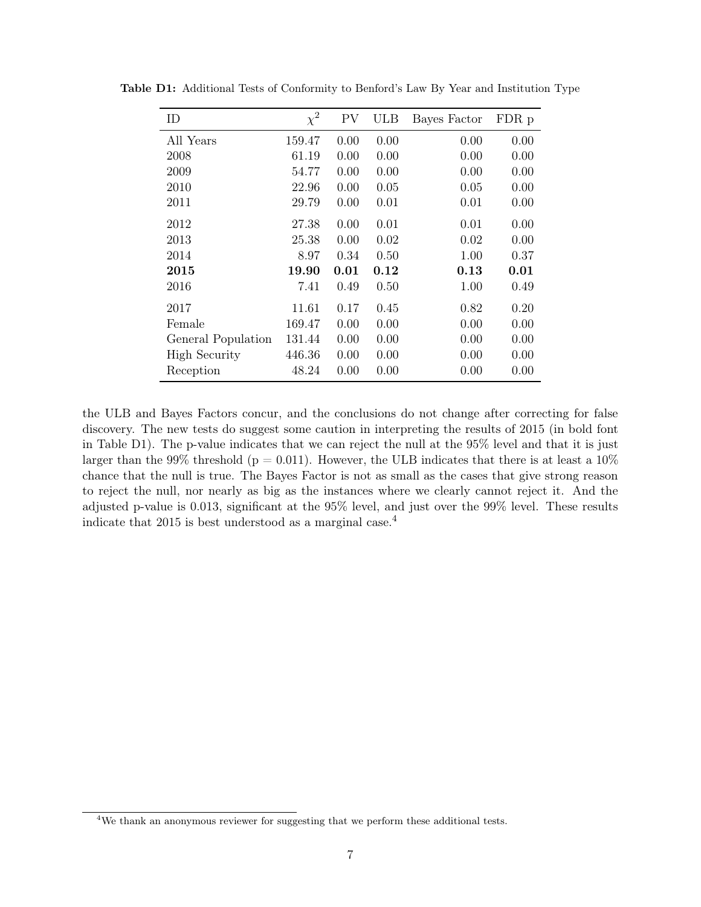**Table D1:** Additional Tests of Conformity to Benford's Law By Year and Institution Type

| ID | $\chi^2$ | PV | ULB | Bayes Factor | FDR p |
|---|---|---|---|---|---|
| All Years | 159.47 | 0.00 | 0.00 | 0.00 | 0.00 |
| 2008 | 61.19 | 0.00 | 0.00 | 0.00 | 0.00 |
| 2009 | 54.77 | 0.00 | 0.00 | 0.00 | 0.00 |
| 2010 | 22.96 | 0.00 | 0.05 | 0.05 | 0.00 |
| 2011 | 29.79 | 0.00 | 0.01 | 0.01 | 0.00 |
| 2012 | 27.38 | 0.00 | 0.01 | 0.01 | 0.00 |
| 2013 | 25.38 | 0.00 | 0.02 | 0.02 | 0.00 |
| 2014 | 8.97 | 0.34 | 0.50 | 1.00 | 0.37 |
| **2015** | **19.90** | **0.01** | **0.12** | **0.13** | **0.01** |
| 2016 | 7.41 | 0.49 | 0.50 | 1.00 | 0.49 |
| 2017 | 11.61 | 0.17 | 0.45 | 0.82 | 0.20 |
| Female | 169.47 | 0.00 | 0.00 | 0.00 | 0.00 |
| General Population | 131.44 | 0.00 | 0.00 | 0.00 | 0.00 |
| High Security | 446.36 | 0.00 | 0.00 | 0.00 | 0.00 |
| Reception | 48.24 | 0.00 | 0.00 | 0.00 | 0.00 |

the ULB and Bayes Factors concur, and the conclusions do not change after correcting for false discovery. The new tests do suggest some caution in interpreting the results of 2015 (in bold font in Table D1). The p-value indicates that we can reject the null at the 95% level and that it is just larger than the 99% threshold ($p = 0.011$). However, the ULB indicates that there is at least a 10% chance that the null is true. The Bayes Factor is not as small as the cases that give strong reason to reject the null, nor nearly as big as the instances where we clearly cannot reject it. And the adjusted p-value is 0.013, significant at the 95% level, and just over the 99% level. These results indicate that 2015 is best understood as a marginal case.[4]

[4] We thank an anonymous reviewer for suggesting that we perform these additional tests.